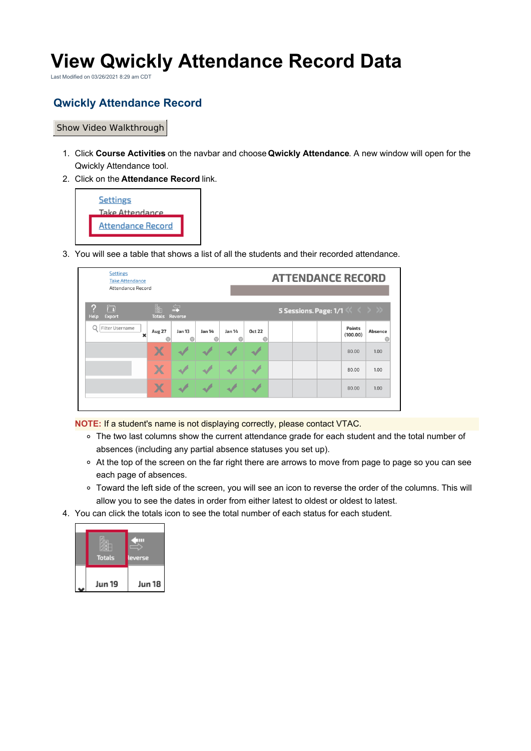# View Qwickly Attendance Record Data

Last Modified on 03/26/2021 8:29 am CDT

## Qwickly Attendance Record

Show Video Walkthrough

1. Click **Course Activities** on the navbar and choose **Qwickly Attendance**. A new window will open for the Qwickly Attendance tool.
2. Click on the **Attendance Record** link.
3. You will see a table that shows a list of all the students and their recorded attendance.

   **NOTE:** If a student's name is not displaying correctly, please contact VTAC.

   - The two last columns show the current attendance grade for each student and the total number of absences (including any partial absence statuses you set up).
   - At the top of the screen on the far right there are arrows to move from page to page so you can see each page of absences.
   - Toward the left side of the screen, you will see an icon to reverse the order of the columns. This will allow you to see the dates in order from latest to oldest or oldest to latest.
4. You can click the totals icon to see the total number of each status for each student.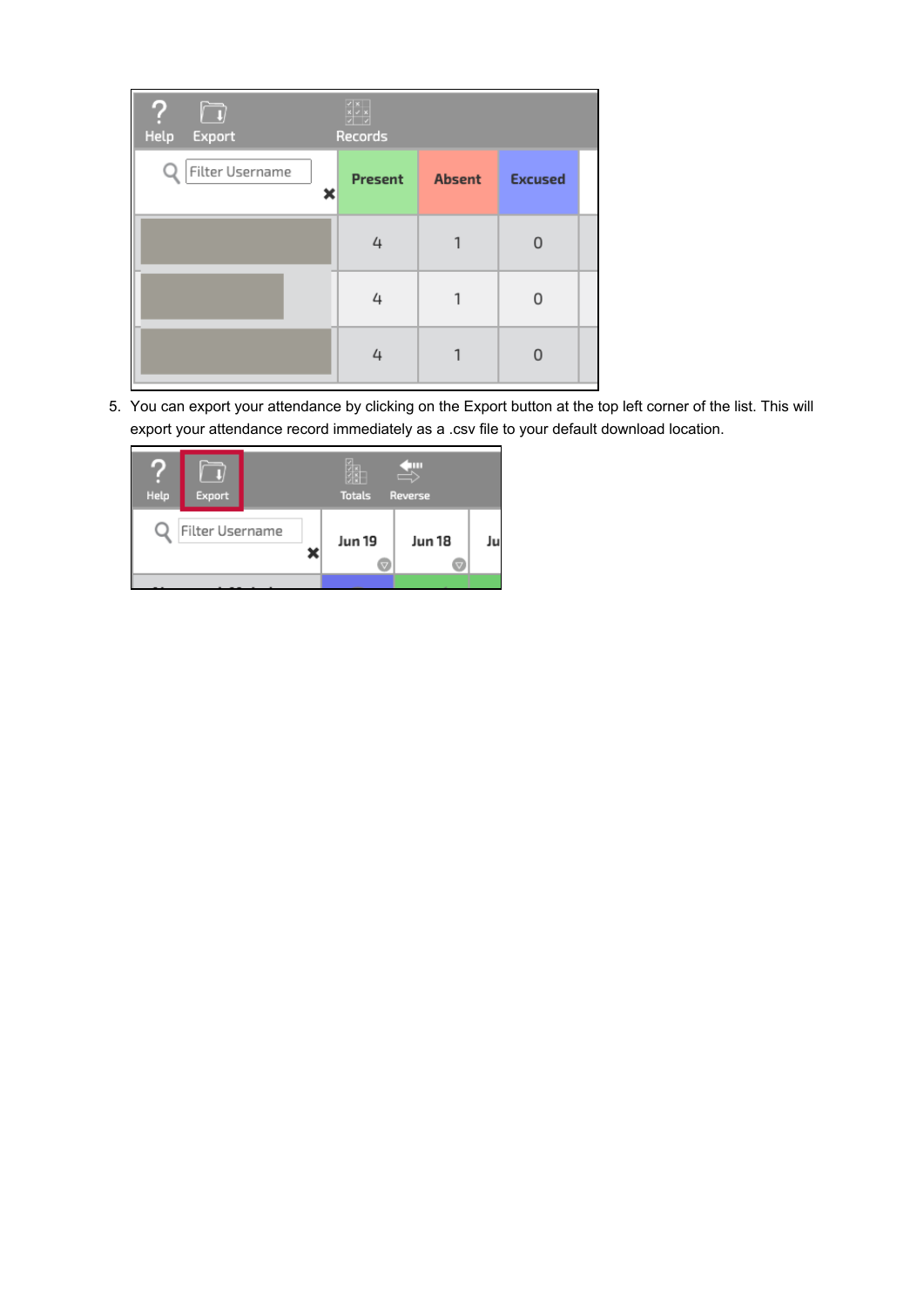5. You can export your attendance by clicking on the Export button at the top left corner of the list. This will export your attendance record immediately as a .csv file to your default download location.